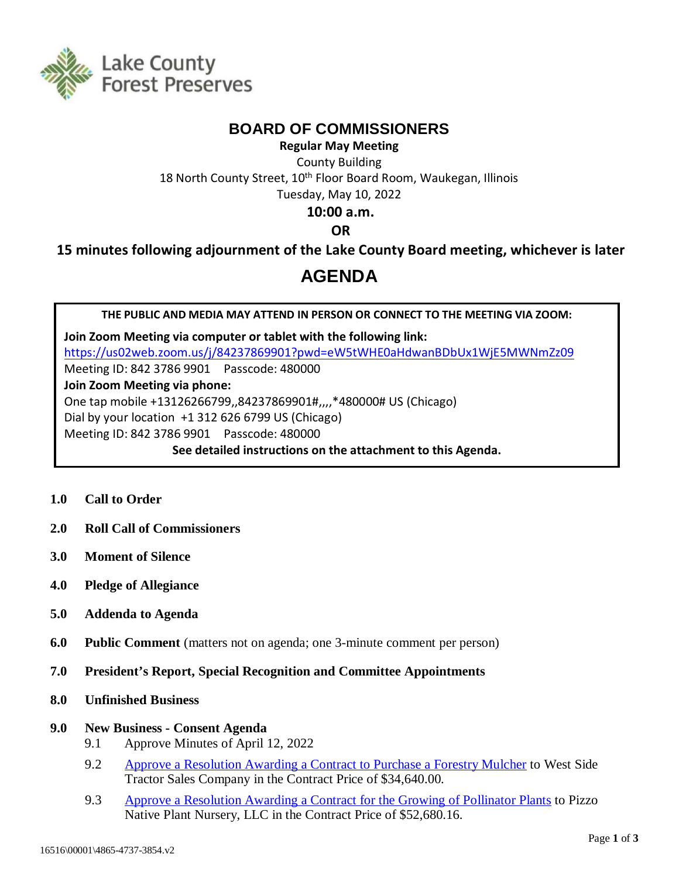Lake County Forest Preserves

# BOARD OF COMMISSIONERS

**Regular May Meeting**

County Building

18 North County Street, 10th Floor Board Room, Waukegan, Illinois

Tuesday, May 10, 2022

**10:00 a.m.**

**OR**

**15 minutes following adjournment of the Lake County Board meeting, whichever is later**

# AGENDA

**THE PUBLIC AND MEDIA MAY ATTEND IN PERSON OR CONNECT TO THE MEETING VIA ZOOM:**

**Join Zoom Meeting via computer or tablet with the following link:**
https://us02web.zoom.us/j/84237869901?pwd=eW5tWHE0aHdwanBDbUx1WjE5MWNmZz09
Meeting ID: 842 3786 9901 Passcode: 480000

**Join Zoom Meeting via phone:**
One tap mobile +13126266799,,84237869901#,,,,*480000# US (Chicago)
Dial by your location +1 312 626 6799 US (Chicago)
Meeting ID: 842 3786 9901 Passcode: 480000

**See detailed instructions on the attachment to this Agenda.**

**1.0 Call to Order**

**2.0 Roll Call of Commissioners**

**3.0 Moment of Silence**

**4.0 Pledge of Allegiance**

**5.0 Addenda to Agenda**

**6.0 Public Comment** (matters not on agenda; one 3-minute comment per person)

**7.0 President's Report, Special Recognition and Committee Appointments**

**8.0 Unfinished Business**

**9.0 New Business - Consent Agenda**

9.1 Approve Minutes of April 12, 2022

9.2 Approve a Resolution Awarding a Contract to Purchase a Forestry Mulcher to West Side Tractor Sales Company in the Contract Price of $34,640.00.

9.3 Approve a Resolution Awarding a Contract for the Growing of Pollinator Plants to Pizzo Native Plant Nursery, LLC in the Contract Price of $52,680.16.

16516\00001\4865-4737-3854.v2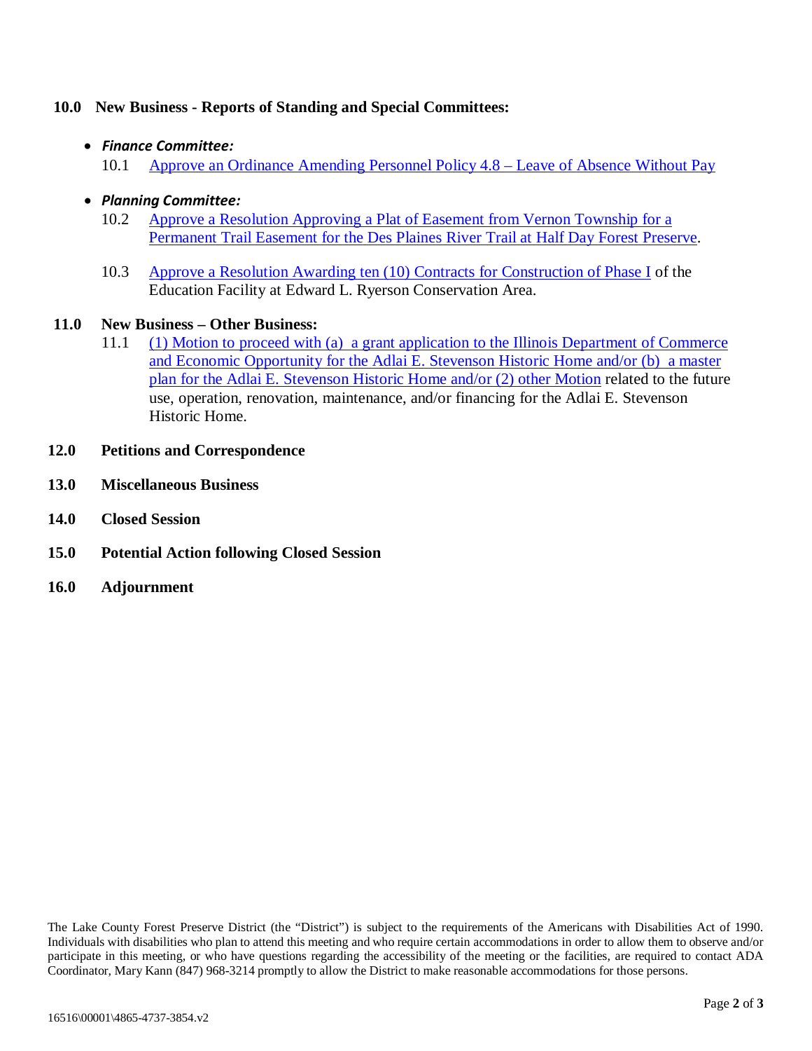**10.0 New Business - Reports of Standing and Special Committees:**

- ***Finance Committee:***

  10.1 Approve an Ordinance Amending Personnel Policy 4.8 – Leave of Absence Without Pay

- ***Planning Committee:***

  10.2 Approve a Resolution Approving a Plat of Easement from Vernon Township for a Permanent Trail Easement for the Des Plaines River Trail at Half Day Forest Preserve.

  10.3 Approve a Resolution Awarding ten (10) Contracts for Construction of Phase I of the Education Facility at Edward L. Ryerson Conservation Area.

**11.0 New Business – Other Business:**

11.1 (1) Motion to proceed with (a) a grant application to the Illinois Department of Commerce and Economic Opportunity for the Adlai E. Stevenson Historic Home and/or (b) a master plan for the Adlai E. Stevenson Historic Home and/or (2) other Motion related to the future use, operation, renovation, maintenance, and/or financing for the Adlai E. Stevenson Historic Home.

**12.0 Petitions and Correspondence**

**13.0 Miscellaneous Business**

**14.0 Closed Session**

**15.0 Potential Action following Closed Session**

**16.0 Adjournment**

The Lake County Forest Preserve District (the "District") is subject to the requirements of the Americans with Disabilities Act of 1990. Individuals with disabilities who plan to attend this meeting and who require certain accommodations in order to allow them to observe and/or participate in this meeting, or who have questions regarding the accessibility of the meeting or the facilities, are required to contact ADA Coordinator, Mary Kann (847) 968-3214 promptly to allow the District to make reasonable accommodations for those persons.

16516\00001\4865-4737-3854.v2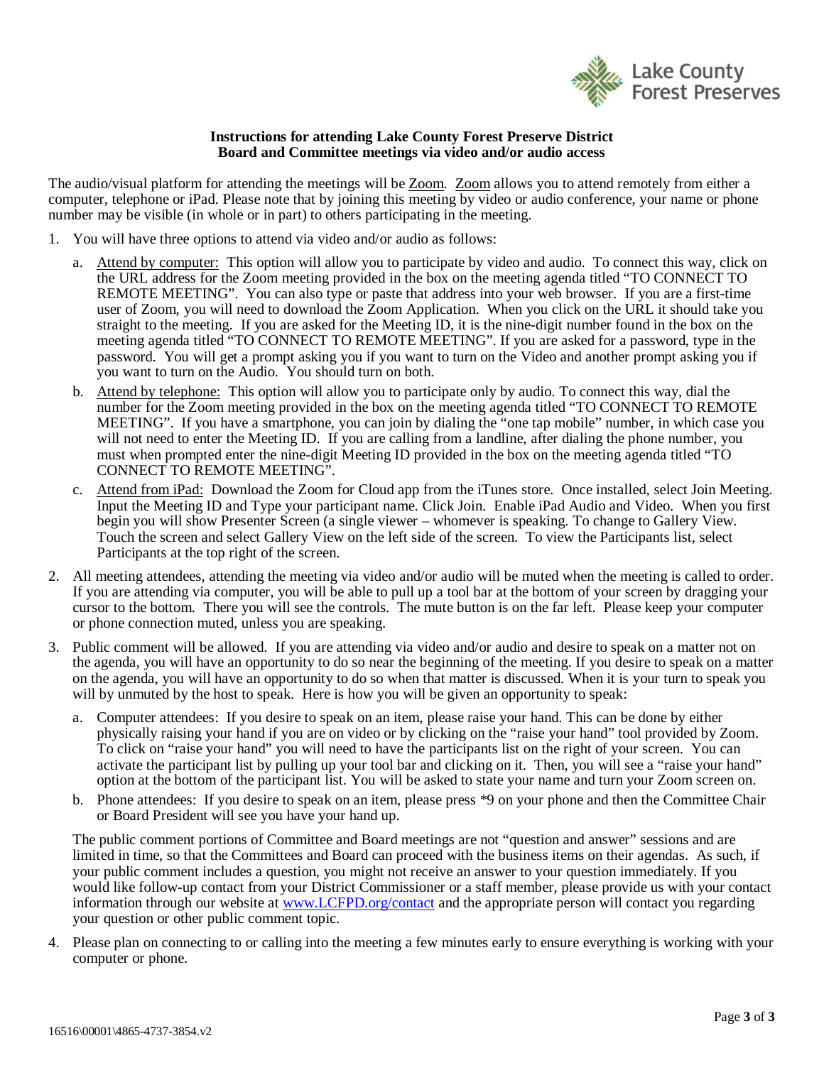Lake County Forest Preserves

**Instructions for attending Lake County Forest Preserve District Board and Committee meetings via video and/or audio access**

The audio/visual platform for attending the meetings will be Zoom. Zoom allows you to attend remotely from either a computer, telephone or iPad. Please note that by joining this meeting by video or audio conference, your name or phone number may be visible (in whole or in part) to others participating in the meeting.

1. You will have three options to attend via video and/or audio as follows:
   a. Attend by computer: This option will allow you to participate by video and audio. To connect this way, click on the URL address for the Zoom meeting provided in the box on the meeting agenda titled "TO CONNECT TO REMOTE MEETING". You can also type or paste that address into your web browser. If you are a first-time user of Zoom, you will need to download the Zoom Application. When you click on the URL it should take you straight to the meeting. If you are asked for the Meeting ID, it is the nine-digit number found in the box on the meeting agenda titled "TO CONNECT TO REMOTE MEETING". If you are asked for a password, type in the password. You will get a prompt asking you if you want to turn on the Video and another prompt asking you if you want to turn on the Audio. You should turn on both.
   b. Attend by telephone: This option will allow you to participate only by audio. To connect this way, dial the number for the Zoom meeting provided in the box on the meeting agenda titled "TO CONNECT TO REMOTE MEETING". If you have a smartphone, you can join by dialing the "one tap mobile" number, in which case you will not need to enter the Meeting ID. If you are calling from a landline, after dialing the phone number, you must when prompted enter the nine-digit Meeting ID provided in the box on the meeting agenda titled "TO CONNECT TO REMOTE MEETING".
   c. Attend from iPad: Download the Zoom for Cloud app from the iTunes store. Once installed, select Join Meeting. Input the Meeting ID and Type your participant name. Click Join. Enable iPad Audio and Video. When you first begin you will show Presenter Screen (a single viewer – whomever is speaking. To change to Gallery View. Touch the screen and select Gallery View on the left side of the screen. To view the Participants list, select Participants at the top right of the screen.

2. All meeting attendees, attending the meeting via video and/or audio will be muted when the meeting is called to order. If you are attending via computer, you will be able to pull up a tool bar at the bottom of your screen by dragging your cursor to the bottom. There you will see the controls. The mute button is on the far left. Please keep your computer or phone connection muted, unless you are speaking.

3. Public comment will be allowed. If you are attending via video and/or audio and desire to speak on a matter not on the agenda, you will have an opportunity to do so near the beginning of the meeting. If you desire to speak on a matter on the agenda, you will have an opportunity to do so when that matter is discussed. When it is your turn to speak you will by unmuted by the host to speak. Here is how you will be given an opportunity to speak:
   a. Computer attendees: If you desire to speak on an item, please raise your hand. This can be done by either physically raising your hand if you are on video or by clicking on the "raise your hand" tool provided by Zoom. To click on "raise your hand" you will need to have the participants list on the right of your screen. You can activate the participant list by pulling up your tool bar and clicking on it. Then, you will see a "raise your hand" option at the bottom of the participant list. You will be asked to state your name and turn your Zoom screen on.
   b. Phone attendees: If you desire to speak on an item, please press *9 on your phone and then the Committee Chair or Board President will see you have your hand up.

   The public comment portions of Committee and Board meetings are not "question and answer" sessions and are limited in time, so that the Committees and Board can proceed with the business items on their agendas. As such, if your public comment includes a question, you might not receive an answer to your question immediately. If you would like follow-up contact from your District Commissioner or a staff member, please provide us with your contact information through our website at www.LCFPD.org/contact and the appropriate person will contact you regarding your question or other public comment topic.

4. Please plan on connecting to or calling into the meeting a few minutes early to ensure everything is working with your computer or phone.

16516\00001\4865-4737-3854.v2